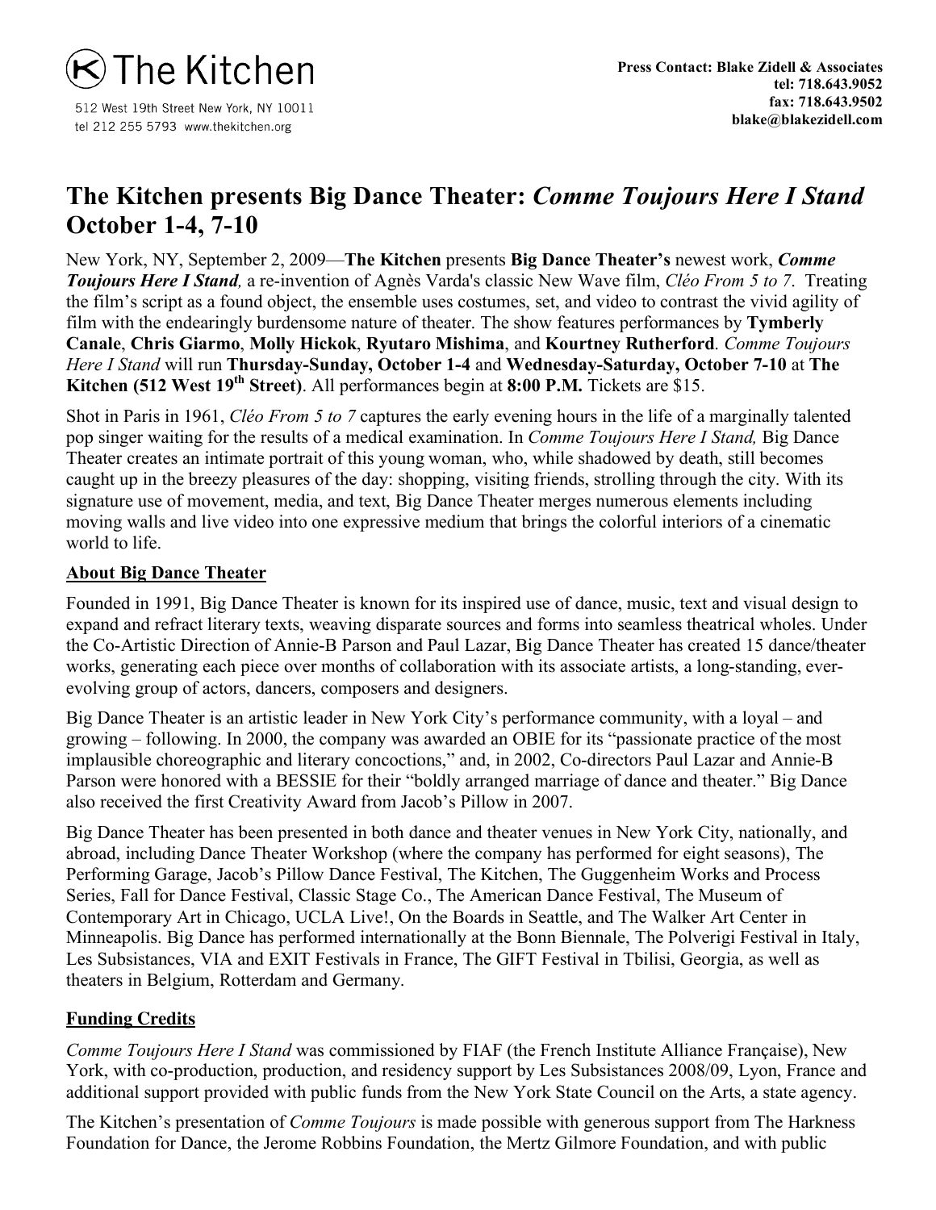The Kitchen

512 West 19th Street New York, NY 10011
tel 212 255 5793 www.thekitchen.org

**Press Contact: Blake Zidell & Associates**
**tel: 718.643.9052**
**fax: 718.643.9502**
**blake@blakezidell.com**

# The Kitchen presents Big Dance Theater: *Comme Toujours Here I Stand* October 1-4, 7-10

New York, NY, September 2, 2009—**The Kitchen** presents **Big Dance Theater's** newest work, ***Comme Toujours Here I Stand,*** a re-invention of Agnès Varda's classic New Wave film, *Cléo From 5 to 7*. Treating the film's script as a found object, the ensemble uses costumes, set, and video to contrast the vivid agility of film with the endearingly burdensome nature of theater. The show features performances by **Tymberly Canale**, **Chris Giarmo**, **Molly Hickok**, **Ryutaro Mishima**, and **Kourtney Rutherford**. *Comme Toujours Here I Stand* will run **Thursday-Sunday, October 1-4** and **Wednesday-Saturday, October 7-10** at **The Kitchen (512 West 19th Street)**. All performances begin at **8:00 P.M.** Tickets are $15.

Shot in Paris in 1961, *Cléo From 5 to 7* captures the early evening hours in the life of a marginally talented pop singer waiting for the results of a medical examination. In *Comme Toujours Here I Stand,* Big Dance Theater creates an intimate portrait of this young woman, who, while shadowed by death, still becomes caught up in the breezy pleasures of the day: shopping, visiting friends, strolling through the city. With its signature use of movement, media, and text, Big Dance Theater merges numerous elements including moving walls and live video into one expressive medium that brings the colorful interiors of a cinematic world to life.

## About Big Dance Theater

Founded in 1991, Big Dance Theater is known for its inspired use of dance, music, text and visual design to expand and refract literary texts, weaving disparate sources and forms into seamless theatrical wholes. Under the Co-Artistic Direction of Annie-B Parson and Paul Lazar, Big Dance Theater has created 15 dance/theater works, generating each piece over months of collaboration with its associate artists, a long-standing, ever-evolving group of actors, dancers, composers and designers.

Big Dance Theater is an artistic leader in New York City's performance community, with a loyal – and growing – following. In 2000, the company was awarded an OBIE for its "passionate practice of the most implausible choreographic and literary concoctions," and, in 2002, Co-directors Paul Lazar and Annie-B Parson were honored with a BESSIE for their "boldly arranged marriage of dance and theater." Big Dance also received the first Creativity Award from Jacob's Pillow in 2007.

Big Dance Theater has been presented in both dance and theater venues in New York City, nationally, and abroad, including Dance Theater Workshop (where the company has performed for eight seasons), The Performing Garage, Jacob's Pillow Dance Festival, The Kitchen, The Guggenheim Works and Process Series, Fall for Dance Festival, Classic Stage Co., The American Dance Festival, The Museum of Contemporary Art in Chicago, UCLA Live!, On the Boards in Seattle, and The Walker Art Center in Minneapolis. Big Dance has performed internationally at the Bonn Biennale, The Polverigi Festival in Italy, Les Subsistances, VIA and EXIT Festivals in France, The GIFT Festival in Tbilisi, Georgia, as well as theaters in Belgium, Rotterdam and Germany.

## Funding Credits

*Comme Toujours Here I Stand* was commissioned by FIAF (the French Institute Alliance Française), New York, with co-production, production, and residency support by Les Subsistances 2008/09, Lyon, France and additional support provided with public funds from the New York State Council on the Arts, a state agency.

The Kitchen's presentation of *Comme Toujours* is made possible with generous support from The Harkness Foundation for Dance, the Jerome Robbins Foundation, the Mertz Gilmore Foundation, and with public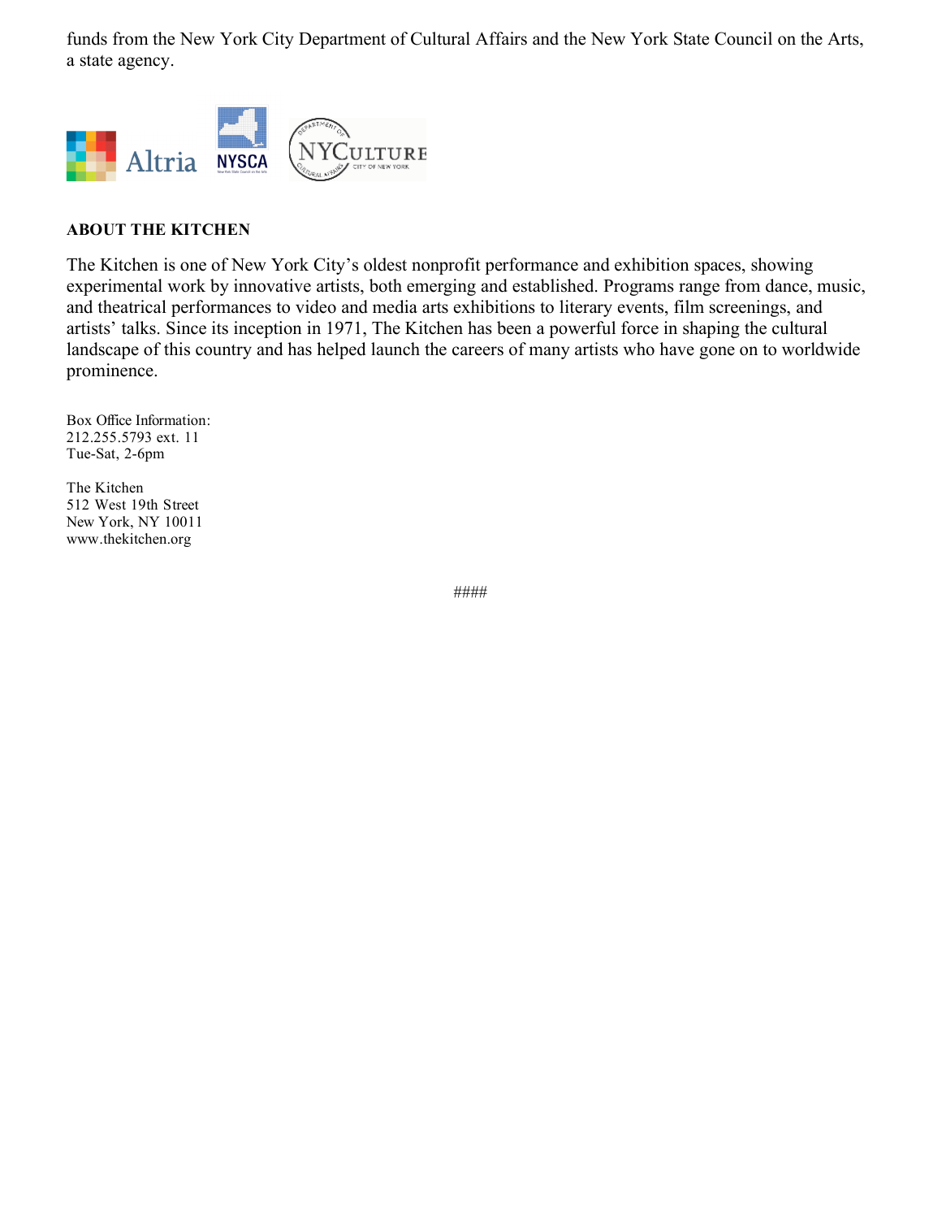funds from the New York City Department of Cultural Affairs and the New York State Council on the Arts, a state agency.

**ABOUT THE KITCHEN**

The Kitchen is one of New York City's oldest nonprofit performance and exhibition spaces, showing experimental work by innovative artists, both emerging and established. Programs range from dance, music, and theatrical performances to video and media arts exhibitions to literary events, film screenings, and artists' talks. Since its inception in 1971, The Kitchen has been a powerful force in shaping the cultural landscape of this country and has helped launch the careers of many artists who have gone on to worldwide prominence.

Box Office Information:
212.255.5793 ext. 11
Tue-Sat, 2-6pm

The Kitchen
512 West 19th Street
New York, NY 10011
www.thekitchen.org

####